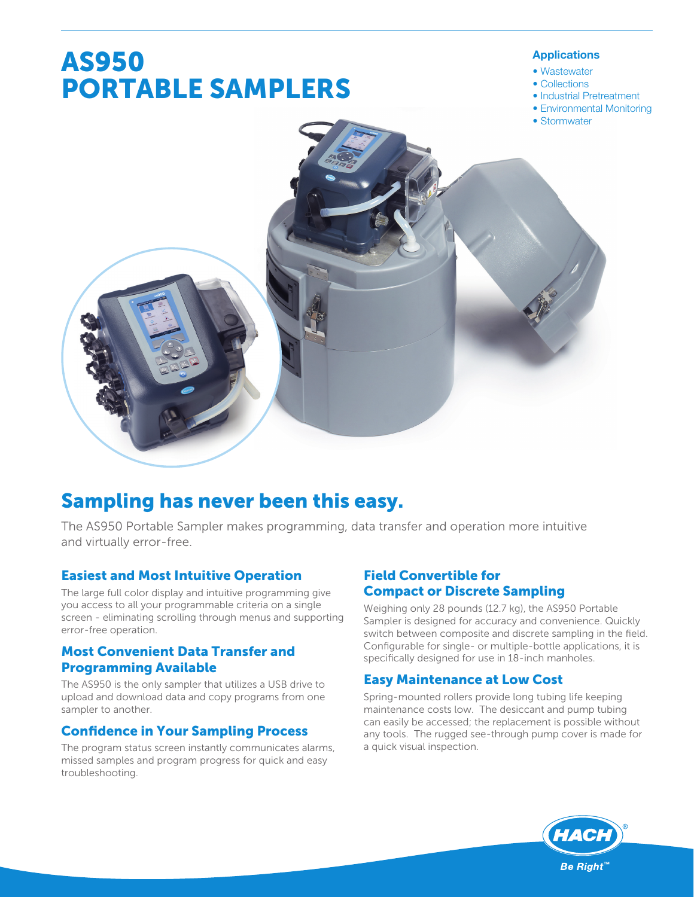# AS950 PORTABLE SAMPLERS

### Applications

- Wastewater
- Collections
- Industrial Pretreatment
- Environmental Monitoring
- Stormwater

## Sampling has never been this easy.

The AS950 Portable Sampler makes programming, data transfer and operation more intuitive and virtually error-free.

### Easiest and Most Intuitive Operation

The large full color display and intuitive programming give you access to all your programmable criteria on a single screen - eliminating scrolling through menus and supporting error-free operation.

### Most Convenient Data Transfer and Programming Available

The AS950 is the only sampler that utilizes a USB drive to upload and download data and copy programs from one sampler to another.

### Confidence in Your Sampling Process

The program status screen instantly communicates alarms, missed samples and program progress for quick and easy troubleshooting.

### Field Convertible for Compact or Discrete Sampling

Weighing only 28 pounds (12.7 kg), the AS950 Portable Sampler is designed for accuracy and convenience. Quickly switch between composite and discrete sampling in the field. Configurable for single- or multiple-bottle applications, it is specifically designed for use in 18-inch manholes.

### Easy Maintenance at Low Cost

Spring-mounted rollers provide long tubing life keeping maintenance costs low. The desiccant and pump tubing can easily be accessed; the replacement is possible without any tools. The rugged see-through pump cover is made for a quick visual inspection.

HACH®
Be Right™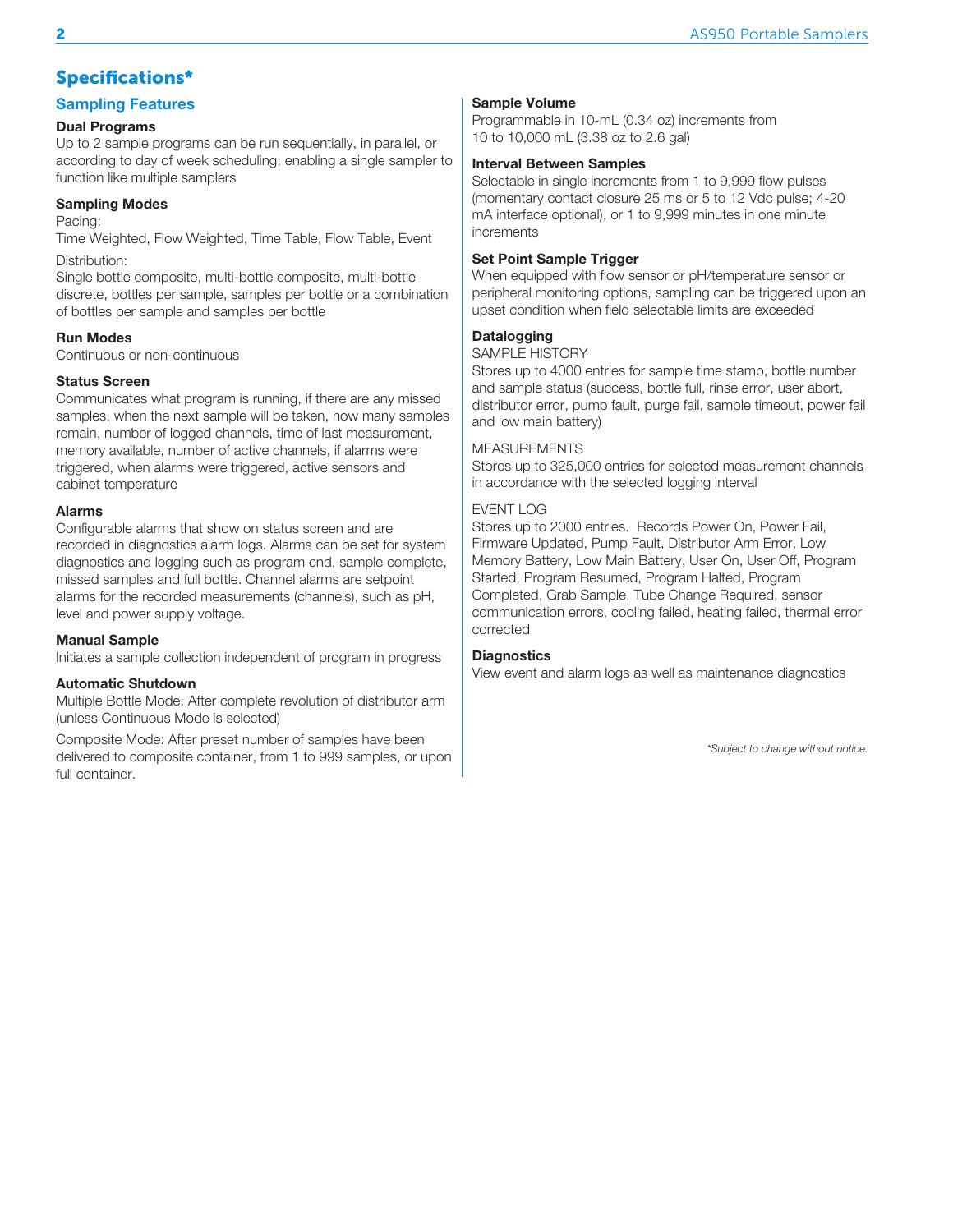# Specifications*

## Sampling Features

### Dual Programs

Up to 2 sample programs can be run sequentially, in parallel, or according to day of week scheduling; enabling a single sampler to function like multiple samplers

### Sampling Modes

Pacing:

Time Weighted, Flow Weighted, Time Table, Flow Table, Event

Distribution:

Single bottle composite, multi-bottle composite, multi-bottle discrete, bottles per sample, samples per bottle or a combination of bottles per sample and samples per bottle

### Run Modes

Continuous or non-continuous

### Status Screen

Communicates what program is running, if there are any missed samples, when the next sample will be taken, how many samples remain, number of logged channels, time of last measurement, memory available, number of active channels, if alarms were triggered, when alarms were triggered, active sensors and cabinet temperature

### Alarms

Configurable alarms that show on status screen and are recorded in diagnostics alarm logs. Alarms can be set for system diagnostics and logging such as program end, sample complete, missed samples and full bottle. Channel alarms are setpoint alarms for the recorded measurements (channels), such as pH, level and power supply voltage.

### Manual Sample

Initiates a sample collection independent of program in progress

### Automatic Shutdown

Multiple Bottle Mode: After complete revolution of distributor arm (unless Continuous Mode is selected)

Composite Mode: After preset number of samples have been delivered to composite container, from 1 to 999 samples, or upon full container.

### Sample Volume

Programmable in 10-mL (0.34 oz) increments from 10 to 10,000 mL (3.38 oz to 2.6 gal)

### Interval Between Samples

Selectable in single increments from 1 to 9,999 flow pulses (momentary contact closure 25 ms or 5 to 12 Vdc pulse; 4-20 mA interface optional), or 1 to 9,999 minutes in one minute increments

### Set Point Sample Trigger

When equipped with flow sensor or pH/temperature sensor or peripheral monitoring options, sampling can be triggered upon an upset condition when field selectable limits are exceeded

### Datalogging

SAMPLE HISTORY

Stores up to 4000 entries for sample time stamp, bottle number and sample status (success, bottle full, rinse error, user abort, distributor error, pump fault, purge fail, sample timeout, power fail and low main battery)

MEASUREMENTS

Stores up to 325,000 entries for selected measurement channels in accordance with the selected logging interval

EVENT LOG

Stores up to 2000 entries. Records Power On, Power Fail, Firmware Updated, Pump Fault, Distributor Arm Error, Low Memory Battery, Low Main Battery, User On, User Off, Program Started, Program Resumed, Program Halted, Program Completed, Grab Sample, Tube Change Required, sensor communication errors, cooling failed, heating failed, thermal error corrected

### Diagnostics

View event and alarm logs as well as maintenance diagnostics

*\*Subject to change without notice.*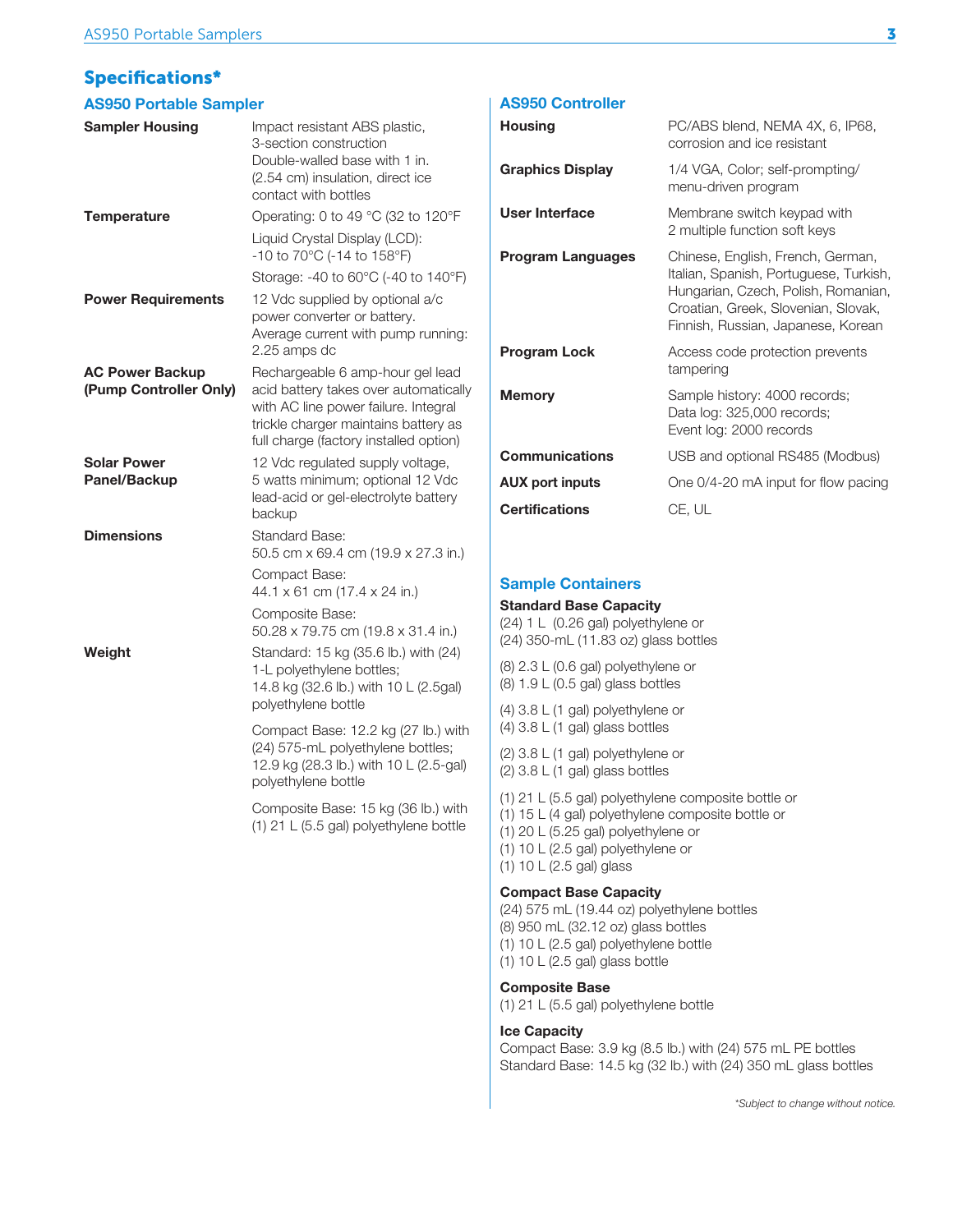## Specifications*

### AS950 Portable Sampler

| | |
|---|---|
| **Sampler Housing** | Impact resistant ABS plastic, 3-section construction<br>Double-walled base with 1 in. (2.54 cm) insulation, direct ice contact with bottles |
| **Temperature** | Operating: 0 to 49 °C (32 to 120°F<br>Liquid Crystal Display (LCD): -10 to 70°C (-14 to 158°F)<br>Storage: -40 to 60°C (-40 to 140°F) |
| **Power Requirements** | 12 Vdc supplied by optional a/c power converter or battery. Average current with pump running: 2.25 amps dc |
| **AC Power Backup (Pump Controller Only)** | Rechargeable 6 amp-hour gel lead acid battery takes over automatically with AC line power failure. Integral trickle charger maintains battery as full charge (factory installed option) |
| **Solar Power Panel/Backup** | 12 Vdc regulated supply voltage, 5 watts minimum; optional 12 Vdc lead-acid or gel-electrolyte battery backup |
| **Dimensions** | Standard Base: 50.5 cm x 69.4 cm (19.9 x 27.3 in.)<br>Compact Base: 44.1 x 61 cm (17.4 x 24 in.)<br>Composite Base: 50.28 x 79.75 cm (19.8 x 31.4 in.) |
| **Weight** | Standard: 15 kg (35.6 lb.) with (24) 1-L polyethylene bottles; 14.8 kg (32.6 lb.) with 10 L (2.5gal) polyethylene bottle<br>Compact Base: 12.2 kg (27 lb.) with (24) 575-mL polyethylene bottles; 12.9 kg (28.3 lb.) with 10 L (2.5-gal) polyethylene bottle<br>Composite Base: 15 kg (36 lb.) with (1) 21 L (5.5 gal) polyethylene bottle |

### AS950 Controller

| | |
|---|---|
| **Housing** | PC/ABS blend, NEMA 4X, 6, IP68, corrosion and ice resistant |
| **Graphics Display** | 1/4 VGA, Color; self-prompting/ menu-driven program |
| **User Interface** | Membrane switch keypad with 2 multiple function soft keys |
| **Program Languages** | Chinese, English, French, German, Italian, Spanish, Portuguese, Turkish, Hungarian, Czech, Polish, Romanian, Croatian, Greek, Slovenian, Slovak, Finnish, Russian, Japanese, Korean |
| **Program Lock** | Access code protection prevents tampering |
| **Memory** | Sample history: 4000 records;<br>Data log: 325,000 records;<br>Event log: 2000 records |
| **Communications** | USB and optional RS485 (Modbus) |
| **AUX port inputs** | One 0/4-20 mA input for flow pacing |
| **Certifications** | CE, UL |

### Sample Containers

**Standard Base Capacity**

(24) 1 L (0.26 gal) polyethylene or
(24) 350-mL (11.83 oz) glass bottles

(8) 2.3 L (0.6 gal) polyethylene or
(8) 1.9 L (0.5 gal) glass bottles

(4) 3.8 L (1 gal) polyethylene or
(4) 3.8 L (1 gal) glass bottles

(2) 3.8 L (1 gal) polyethylene or
(2) 3.8 L (1 gal) glass bottles

(1) 21 L (5.5 gal) polyethylene composite bottle or
(1) 15 L (4 gal) polyethylene composite bottle or
(1) 20 L (5.25 gal) polyethylene or
(1) 10 L (2.5 gal) polyethylene or
(1) 10 L (2.5 gal) glass

**Compact Base Capacity**

(24) 575 mL (19.44 oz) polyethylene bottles
(8) 950 mL (32.12 oz) glass bottles
(1) 10 L (2.5 gal) polyethylene bottle
(1) 10 L (2.5 gal) glass bottle

**Composite Base**

(1) 21 L (5.5 gal) polyethylene bottle

**Ice Capacity**

Compact Base: 3.9 kg (8.5 lb.) with (24) 575 mL PE bottles
Standard Base: 14.5 kg (32 lb.) with (24) 350 mL glass bottles

*Subject to change without notice.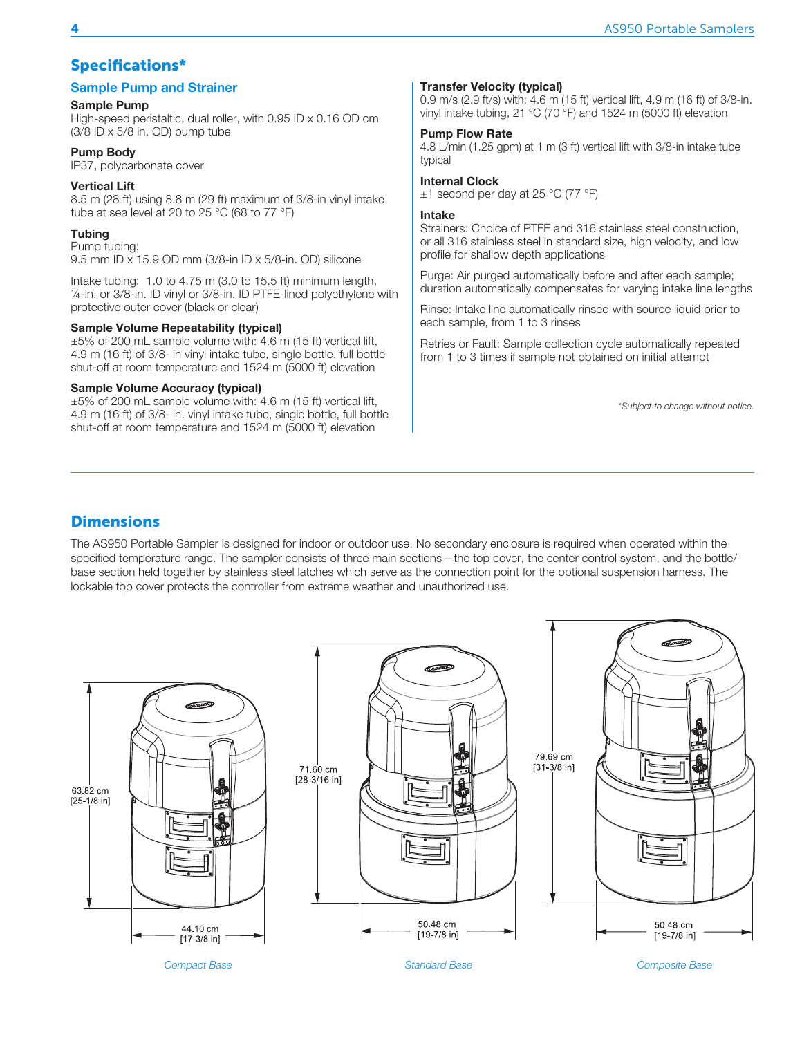## Specifications*

### Sample Pump and Strainer

**Sample Pump**
High-speed peristaltic, dual roller, with 0.95 ID x 0.16 OD cm (3/8 ID x 5/8 in. OD) pump tube

**Pump Body**
IP37, polycarbonate cover

**Vertical Lift**
8.5 m (28 ft) using 8.8 m (29 ft) maximum of 3/8-in vinyl intake tube at sea level at 20 to 25 °C (68 to 77 °F)

**Tubing**
Pump tubing:
9.5 mm ID x 15.9 OD mm (3/8-in ID x 5/8-in. OD) silicone

Intake tubing: 1.0 to 4.75 m (3.0 to 15.5 ft) minimum length, ¼-in. or 3/8-in. ID vinyl or 3/8-in. ID PTFE-lined polyethylene with protective outer cover (black or clear)

**Sample Volume Repeatability (typical)**
±5% of 200 mL sample volume with: 4.6 m (15 ft) vertical lift, 4.9 m (16 ft) of 3/8- in vinyl intake tube, single bottle, full bottle shut-off at room temperature and 1524 m (5000 ft) elevation

**Sample Volume Accuracy (typical)**
±5% of 200 mL sample volume with: 4.6 m (15 ft) vertical lift, 4.9 m (16 ft) of 3/8- in. vinyl intake tube, single bottle, full bottle shut-off at room temperature and 1524 m (5000 ft) elevation

**Transfer Velocity (typical)**
0.9 m/s (2.9 ft/s) with: 4.6 m (15 ft) vertical lift, 4.9 m (16 ft) of 3/8-in. vinyl intake tubing, 21 °C (70 °F) and 1524 m (5000 ft) elevation

**Pump Flow Rate**
4.8 L/min (1.25 gpm) at 1 m (3 ft) vertical lift with 3/8-in intake tube typical

**Internal Clock**
±1 second per day at 25 °C (77 °F)

**Intake**
Strainers: Choice of PTFE and 316 stainless steel construction, or all 316 stainless steel in standard size, high velocity, and low profile for shallow depth applications

Purge: Air purged automatically before and after each sample; duration automatically compensates for varying intake line lengths

Rinse: Intake line automatically rinsed with source liquid prior to each sample, from 1 to 3 rinses

Retries or Fault: Sample collection cycle automatically repeated from 1 to 3 times if sample not obtained on initial attempt

*\*Subject to change without notice.*

## Dimensions

The AS950 Portable Sampler is designed for indoor or outdoor use. No secondary enclosure is required when operated within the specified temperature range. The sampler consists of three main sections—the top cover, the center control system, and the bottle/base section held together by stainless steel latches which serve as the connection point for the optional suspension harness. The lockable top cover protects the controller from extreme weather and unauthorized use.

63.82 cm [25-1/8 in]
44.10 cm [17-3/8 in]

*Compact Base*

71.60 cm [28-3/16 in]
50.48 cm [19-7/8 in]

*Standard Base*

79.69 cm [31-3/8 in]
50.48 cm [19-7/8 in]

*Composite Base*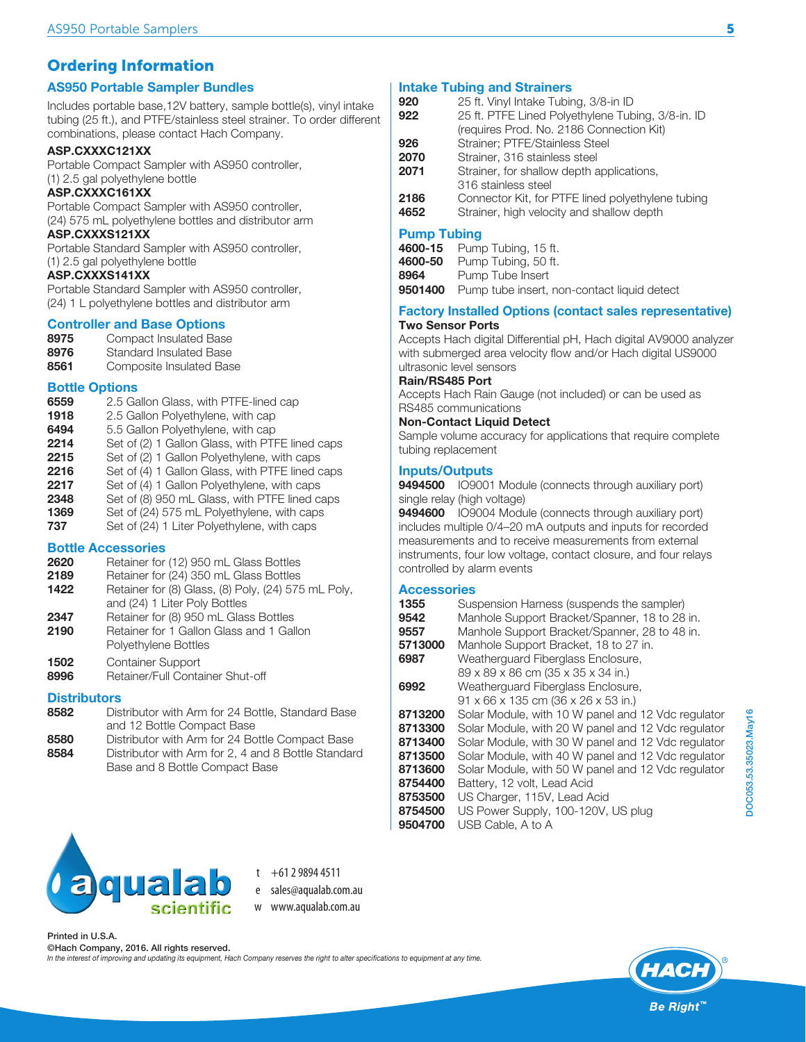## Ordering Information

### AS950 Portable Sampler Bundles

Includes portable base,12V battery, sample bottle(s), vinyl intake tubing (25 ft.), and PTFE/stainless steel strainer. To order different combinations, please contact Hach Company.

**ASP.CXXXC121XX**
Portable Compact Sampler with AS950 controller, (1) 2.5 gal polyethylene bottle

**ASP.CXXXC161XX**
Portable Compact Sampler with AS950 controller, (24) 575 mL polyethylene bottles and distributor arm

**ASP.CXXXS121XX**
Portable Standard Sampler with AS950 controller, (1) 2.5 gal polyethylene bottle

**ASP.CXXXS141XX**
Portable Standard Sampler with AS950 controller, (24) 1 L polyethylene bottles and distributor arm

### Controller and Base Options

| | |
|---|---|
| **8975** | Compact Insulated Base |
| **8976** | Standard Insulated Base |
| **8561** | Composite Insulated Base |

### Bottle Options

| | |
|---|---|
| **6559** | 2.5 Gallon Glass, with PTFE-lined cap |
| **1918** | 2.5 Gallon Polyethylene, with cap |
| **6494** | 5.5 Gallon Polyethylene, with cap |
| **2214** | Set of (2) 1 Gallon Glass, with PTFE lined caps |
| **2215** | Set of (2) 1 Gallon Polyethylene, with caps |
| **2216** | Set of (4) 1 Gallon Glass, with PTFE lined caps |
| **2217** | Set of (4) 1 Gallon Polyethylene, with caps |
| **2348** | Set of (8) 950 mL Glass, with PTFE lined caps |
| **1369** | Set of (24) 575 mL Polyethylene, with caps |
| **737** | Set of (24) 1 Liter Polyethylene, with caps |

### Bottle Accessories

| | |
|---|---|
| **2620** | Retainer for (12) 950 mL Glass Bottles |
| **2189** | Retainer for (24) 350 mL Glass Bottles |
| **1422** | Retainer for (8) Glass, (8) Poly, (24) 575 mL Poly, and (24) 1 Liter Poly Bottles |
| **2347** | Retainer for (8) 950 mL Glass Bottles |
| **2190** | Retainer for 1 Gallon Glass and 1 Gallon Polyethylene Bottles |
| **1502** | Container Support |
| **8996** | Retainer/Full Container Shut-off |

### Distributors

| | |
|---|---|
| **8582** | Distributor with Arm for 24 Bottle, Standard Base and 12 Bottle Compact Base |
| **8580** | Distributor with Arm for 24 Bottle Compact Base |
| **8584** | Distributor with Arm for 2, 4 and 8 Bottle Standard Base and 8 Bottle Compact Base |

### Intake Tubing and Strainers

| | |
|---|---|
| **920** | 25 ft. Vinyl Intake Tubing, 3/8-in ID |
| **922** | 25 ft. PTFE Lined Polyethylene Tubing, 3/8-in. ID (requires Prod. No. 2186 Connection Kit) |
| **926** | Strainer; PTFE/Stainless Steel |
| **2070** | Strainer, 316 stainless steel |
| **2071** | Strainer, for shallow depth applications, 316 stainless steel |
| **2186** | Connector Kit, for PTFE lined polyethylene tubing |
| **4652** | Strainer, high velocity and shallow depth |

### Pump Tubing

| | |
|---|---|
| **4600-15** | Pump Tubing, 15 ft. |
| **4600-50** | Pump Tubing, 50 ft. |
| **8964** | Pump Tube Insert |
| **9501400** | Pump tube insert, non-contact liquid detect |

### Factory Installed Options (contact sales representative)

**Two Sensor Ports**
Accepts Hach digital Differential pH, Hach digital AV9000 analyzer with submerged area velocity flow and/or Hach digital US9000 ultrasonic level sensors

**Rain/RS485 Port**
Accepts Hach Rain Gauge (not included) or can be used as RS485 communications

**Non-Contact Liquid Detect**
Sample volume accuracy for applications that require complete tubing replacement

### Inputs/Outputs

**9494500** IO9001 Module (connects through auxiliary port) single relay (high voltage)

**9494600** IO9004 Module (connects through auxiliary port) includes multiple 0/4–20 mA outputs and inputs for recorded measurements and to receive measurements from external instruments, four low voltage, contact closure, and four relays controlled by alarm events

### Accessories

| | |
|---|---|
| **1355** | Suspension Harness (suspends the sampler) |
| **9542** | Manhole Support Bracket/Spanner, 18 to 28 in. |
| **9557** | Manhole Support Bracket/Spanner, 28 to 48 in. |
| **5713000** | Manhole Support Bracket, 18 to 27 in. |
| **6987** | Weatherguard Fiberglass Enclosure, 89 x 89 x 86 cm (35 x 35 x 34 in.) |
| **6992** | Weatherguard Fiberglass Enclosure, 91 x 66 x 135 cm (36 x 26 x 53 in.) |
| **8713200** | Solar Module, with 10 W panel and 12 Vdc regulator |
| **8713300** | Solar Module, with 20 W panel and 12 Vdc regulator |
| **8713400** | Solar Module, with 30 W panel and 12 Vdc regulator |
| **8713500** | Solar Module, with 40 W panel and 12 Vdc regulator |
| **8713600** | Solar Module, with 50 W panel and 12 Vdc regulator |
| **8754400** | Battery, 12 volt, Lead Acid |
| **8753500** | US Charger, 115V, Lead Acid |
| **8754500** | US Power Supply, 100-120V, US plug |
| **9504700** | USB Cable, A to A |

aqualab scientific

t +61 2 9894 4511
e sales@aqualab.com.au
w www.aqualab.com.au

DOC053.53.35023.May16

**Printed in U.S.A.**
**©Hach Company, 2016. All rights reserved.**
*In the interest of improving and updating its equipment, Hach Company reserves the right to alter specifications to equipment at any time.*

HACH Be Right™